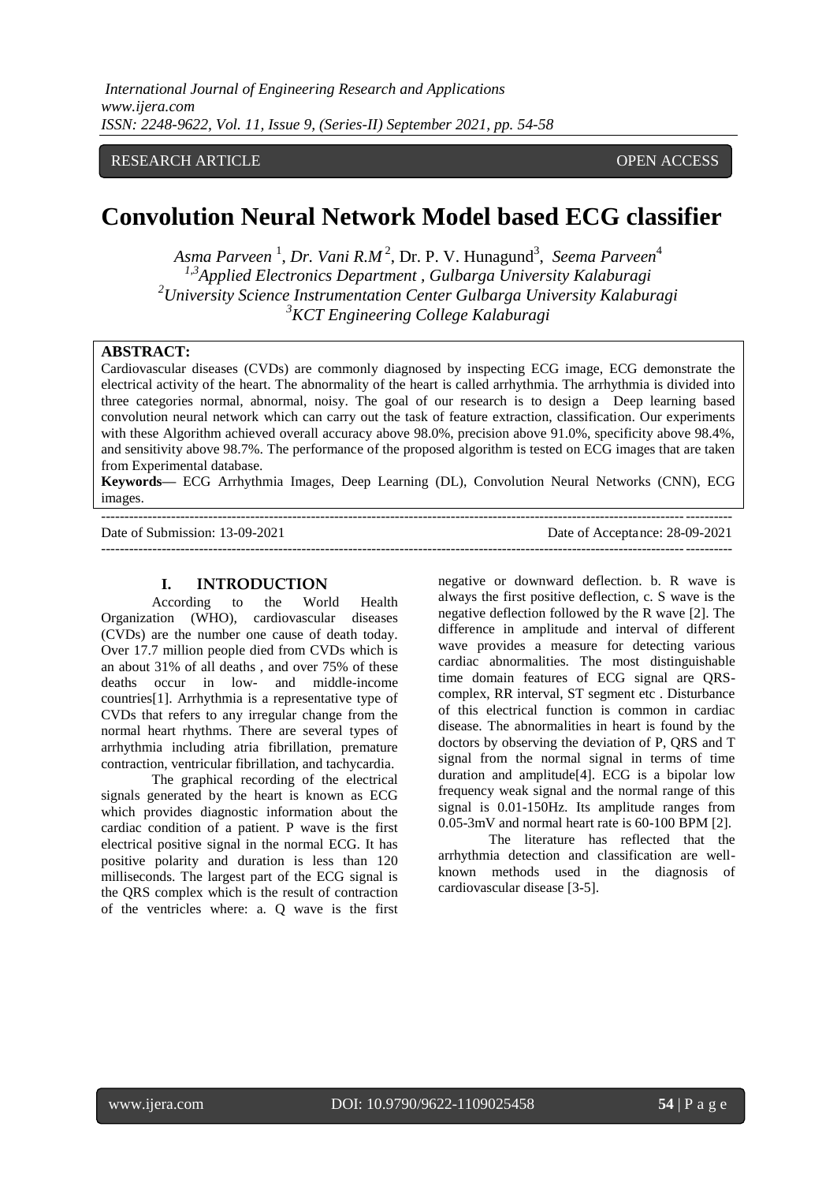RESEARCH ARTICLE OPEN ACCESS

# Convolution Neural Network Model based ECG classifier

*Asma Parveen* [1], *Dr. Vani R.M* [2], Dr. P. V. Hunagund[3], *Seema Parveen*[4]

[1,3]*Applied Electronics Department , Gulbarga University Kalaburagi*
[2]*University Science Instrumentation Center Gulbarga University Kalaburagi*
[3]*KCT Engineering College Kalaburagi*

**ABSTRACT:**
Cardiovascular diseases (CVDs) are commonly diagnosed by inspecting ECG image, ECG demonstrate the electrical activity of the heart. The abnormality of the heart is called arrhythmia. The arrhythmia is divided into three categories normal, abnormal, noisy. The goal of our research is to design a Deep learning based convolution neural network which can carry out the task of feature extraction, classification. Our experiments with these Algorithm achieved overall accuracy above 98.0%, precision above 91.0%, specificity above 98.4%, and sensitivity above 98.7%. The performance of the proposed algorithm is tested on ECG images that are taken from Experimental database.

**Keywords—** ECG Arrhythmia Images, Deep Learning (DL), Convolution Neural Networks (CNN), ECG images.

Date of Submission: 13-09-2021 Date of Acceptance: 28-09-2021

## I. INTRODUCTION

According to the World Health Organization (WHO), cardiovascular diseases (CVDs) are the number one cause of death today. Over 17.7 million people died from CVDs which is an about 31% of all deaths , and over 75% of these deaths occur in low- and middle-income countries[1]. Arrhythmia is a representative type of CVDs that refers to any irregular change from the normal heart rhythms. There are several types of arrhythmia including atria fibrillation, premature contraction, ventricular fibrillation, and tachycardia.

The graphical recording of the electrical signals generated by the heart is known as ECG which provides diagnostic information about the cardiac condition of a patient. P wave is the first electrical positive signal in the normal ECG. It has positive polarity and duration is less than 120 milliseconds. The largest part of the ECG signal is the QRS complex which is the result of contraction of the ventricles where: a. Q wave is the first negative or downward deflection. b. R wave is always the first positive deflection, c. S wave is the negative deflection followed by the R wave [2]. The difference in amplitude and interval of different wave provides a measure for detecting various cardiac abnormalities. The most distinguishable time domain features of ECG signal are QRS-complex, RR interval, ST segment etc . Disturbance of this electrical function is common in cardiac disease. The abnormalities in heart is found by the doctors by observing the deviation of P, QRS and T signal from the normal signal in terms of time duration and amplitude[4]. ECG is a bipolar low frequency weak signal and the normal range of this signal is 0.01-150Hz. Its amplitude ranges from 0.05-3mV and normal heart rate is 60-100 BPM [2].

The literature has reflected that the arrhythmia detection and classification are well-known methods used in the diagnosis of cardiovascular disease [3-5].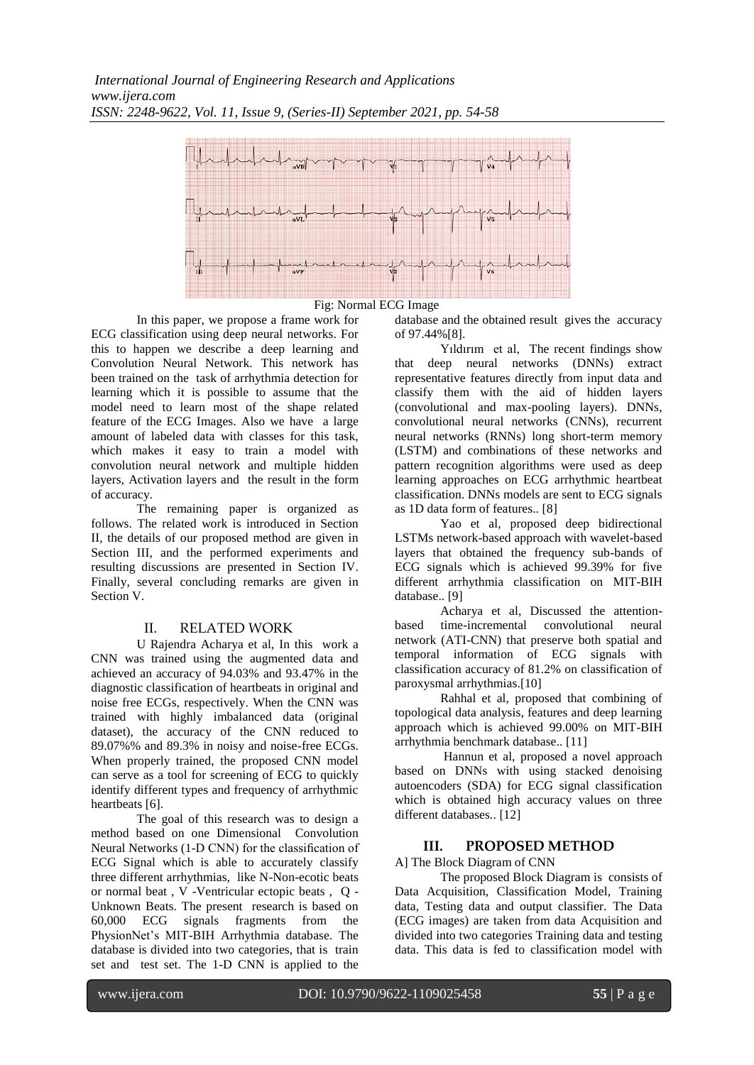Fig: Normal ECG Image

In this paper, we propose a frame work for ECG classification using deep neural networks. For this to happen we describe a deep learning and Convolution Neural Network. This network has been trained on the task of arrhythmia detection for learning which it is possible to assume that the model need to learn most of the shape related feature of the ECG Images. Also we have a large amount of labeled data with classes for this task, which makes it easy to train a model with convolution neural network and multiple hidden layers, Activation layers and the result in the form of accuracy.

The remaining paper is organized as follows. The related work is introduced in Section II, the details of our proposed method are given in Section III, and the performed experiments and resulting discussions are presented in Section IV. Finally, several concluding remarks are given in Section V.

## II. RELATED WORK

U Rajendra Acharya et al, In this work a CNN was trained using the augmented data and achieved an accuracy of 94.03% and 93.47% in the diagnostic classification of heartbeats in original and noise free ECGs, respectively. When the CNN was trained with highly imbalanced data (original dataset), the accuracy of the CNN reduced to 89.07%% and 89.3% in noisy and noise-free ECGs. When properly trained, the proposed CNN model can serve as a tool for screening of ECG to quickly identify different types and frequency of arrhythmic heartbeats [6].

The goal of this research was to design a method based on one Dimensional Convolution Neural Networks (1-D CNN) for the classification of ECG Signal which is able to accurately classify three different arrhythmias, like N-Non-ecotic beats or normal beat , V -Ventricular ectopic beats , Q - Unknown Beats. The present research is based on 60,000 ECG signals fragments from the PhysioNet's MIT-BIH Arrhythmia database. The database is divided into two categories, that is train set and test set. The 1-D CNN is applied to the database and the obtained result gives the accuracy of 97.44%[8].

Yıldırım et al, The recent findings show that deep neural networks (DNNs) extract representative features directly from input data and classify them with the aid of hidden layers (convolutional and max-pooling layers). DNNs, convolutional neural networks (CNNs), recurrent neural networks (RNNs) long short-term memory (LSTM) and combinations of these networks and pattern recognition algorithms were used as deep learning approaches on ECG arrhythmic heartbeat classification. DNNs models are sent to ECG signals as 1D data form of features.. [8]

Yao et al, proposed deep bidirectional LSTMs network-based approach with wavelet-based layers that obtained the frequency sub-bands of ECG signals which is achieved 99.39% for five different arrhythmia classification on MIT-BIH database.. [9]

Acharya et al, Discussed the attention-based time-incremental convolutional neural network (ATI-CNN) that preserve both spatial and temporal information of ECG signals with classification accuracy of 81.2% on classification of paroxysmal arrhythmias.[10]

Rahhal et al, proposed that combining of topological data analysis, features and deep learning approach which is achieved 99.00% on MIT-BIH arrhythmia benchmark database.. [11]

Hannun et al, proposed a novel approach based on DNNs with using stacked denoising autoencoders (SDA) for ECG signal classification which is obtained high accuracy values on three different databases.. [12]

## III. PROPOSED METHOD

A] The Block Diagram of CNN

The proposed Block Diagram is consists of Data Acquisition, Classification Model, Training data, Testing data and output classifier. The Data (ECG images) are taken from data Acquisition and divided into two categories Training data and testing data. This data is fed to classification model with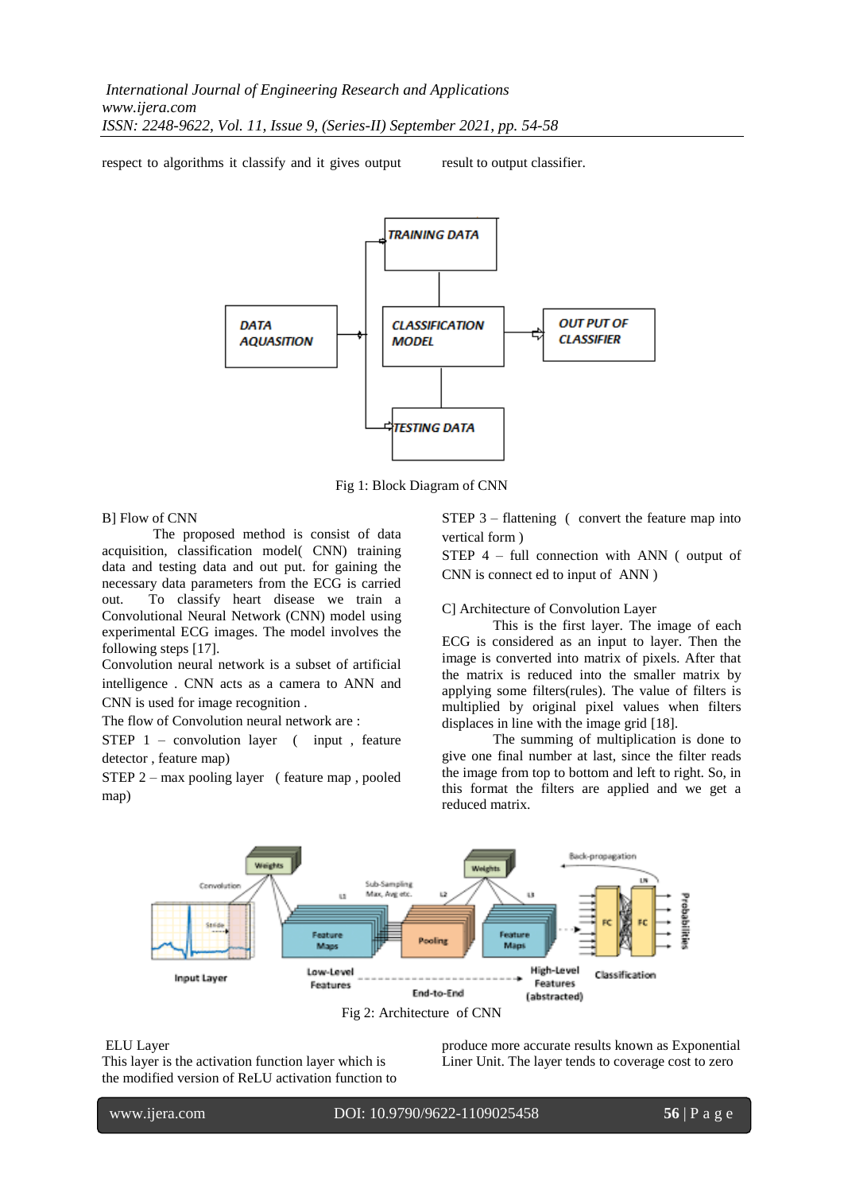respect to algorithms it classify and it gives output result to output classifier.

Fig 1: Block Diagram of CNN

B] Flow of CNN

The proposed method is consist of data acquisition, classification model( CNN) training data and testing data and out put. for gaining the necessary data parameters from the ECG is carried out. To classify heart disease we train a Convolutional Neural Network (CNN) model using experimental ECG images. The model involves the following steps [17].

Convolution neural network is a subset of artificial intelligence . CNN acts as a camera to ANN and CNN is used for image recognition .

The flow of Convolution neural network are :

STEP 1 – convolution layer ( input , feature detector , feature map)

STEP 2 – max pooling layer ( feature map , pooled map)

STEP 3 – flattening ( convert the feature map into vertical form )

STEP 4 – full connection with ANN ( output of CNN is connect ed to input of ANN )

C] Architecture of Convolution Layer

This is the first layer. The image of each ECG is considered as an input to layer. Then the image is converted into matrix of pixels. After that the matrix is reduced into the smaller matrix by applying some filters(rules). The value of filters is multiplied by original pixel values when filters displaces in line with the image grid [18].

The summing of multiplication is done to give one final number at last, since the filter reads the image from top to bottom and left to right. So, in this format the filters are applied and we get a reduced matrix.

Fig 2: Architecture of CNN

ELU Layer

This layer is the activation function layer which is the modified version of ReLU activation function to produce more accurate results known as Exponential Liner Unit. The layer tends to coverage cost to zero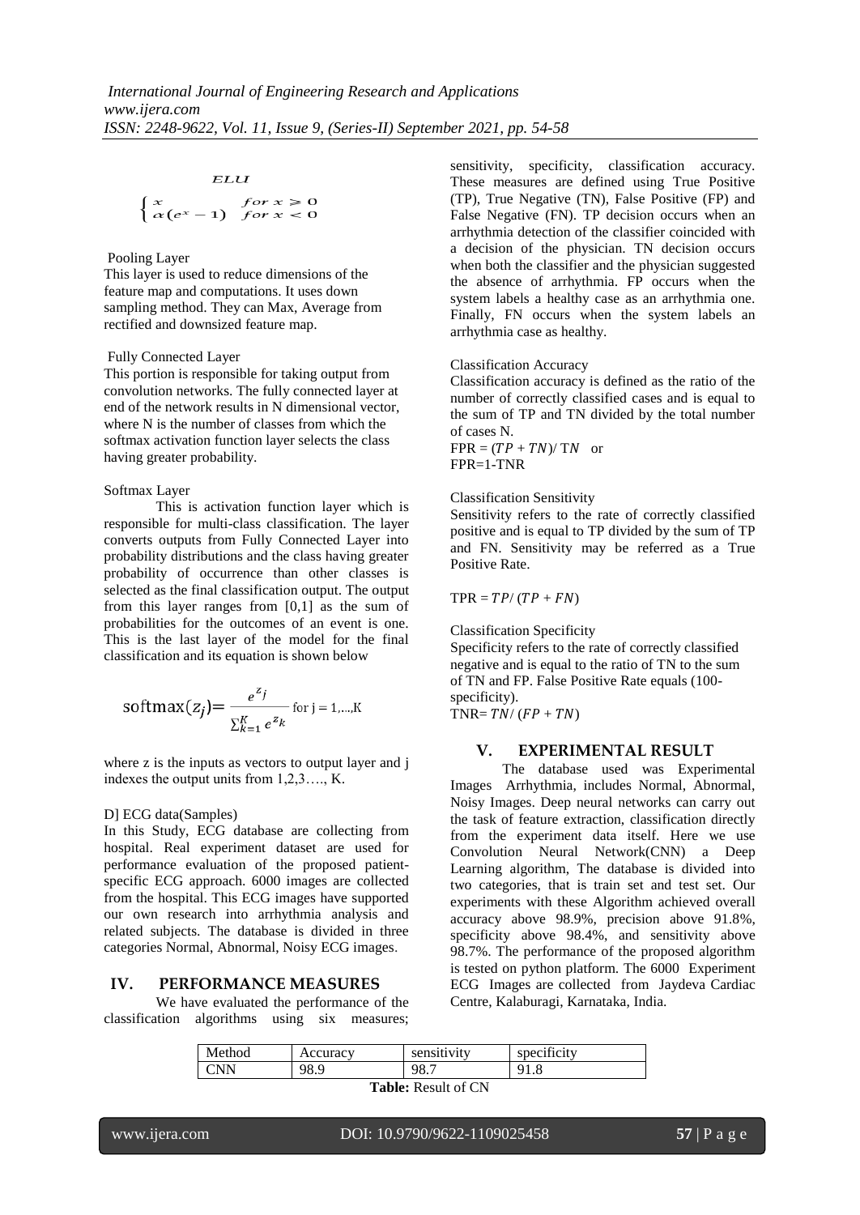ELU

$$\begin{cases} x & for\ x \geq 0 \\ \alpha(e^x - 1) & for\ x < 0 \end{cases}$$

Pooling Layer

This layer is used to reduce dimensions of the feature map and computations. It uses down sampling method. They can Max, Average from rectified and downsized feature map.

Fully Connected Layer

This portion is responsible for taking output from convolution networks. The fully connected layer at end of the network results in N dimensional vector, where N is the number of classes from which the softmax activation function layer selects the class having greater probability.

Softmax Layer

This is activation function layer which is responsible for multi-class classification. The layer converts outputs from Fully Connected Layer into probability distributions and the class having greater probability of occurrence than other classes is selected as the final classification output. The output from this layer ranges from [0,1] as the sum of probabilities for the outcomes of an event is one. This is the last layer of the model for the final classification and its equation is shown below

$$\text{softmax}(z_j) = \frac{e^{z_j}}{\sum_{k=1}^{K} e^{z_k}} \text{ for } j = 1,...,K$$

where z is the inputs as vectors to output layer and j indexes the output units from 1,2,3…., K.

D] ECG data(Samples)

In this Study, ECG database are collecting from hospital. Real experiment dataset are used for performance evaluation of the proposed patient-specific ECG approach. 6000 images are collected from the hospital. This ECG images have supported our own research into arrhythmia analysis and related subjects. The database is divided in three categories Normal, Abnormal, Noisy ECG images.

## IV. PERFORMANCE MEASURES

We have evaluated the performance of the classification algorithms using six measures; sensitivity, specificity, classification accuracy. These measures are defined using True Positive (TP), True Negative (TN), False Positive (FP) and False Negative (FN). TP decision occurs when an arrhythmia detection of the classifier coincided with a decision of the physician. TN decision occurs when both the classifier and the physician suggested the absence of arrhythmia. FP occurs when the system labels a healthy case as an arrhythmia one. Finally, FN occurs when the system labels an arrhythmia case as healthy.

Classification Accuracy

Classification accuracy is defined as the ratio of the number of correctly classified cases and is equal to the sum of TP and TN divided by the total number of cases N.

$\text{FPR} = (TP + TN)/\ TN$ or

FPR=1-TNR

Classification Sensitivity

Sensitivity refers to the rate of correctly classified positive and is equal to TP divided by the sum of TP and FN. Sensitivity may be referred as a True Positive Rate.

$\text{TPR} = TP/\ (TP + FN)$

Classification Specificity

Specificity refers to the rate of correctly classified negative and is equal to the ratio of TN to the sum of TN and FP. False Positive Rate equals (100-specificity).

$\text{TNR} = TN/\ (FP + TN)$

## V. EXPERIMENTAL RESULT

The database used was Experimental Images Arrhythmia, includes Normal, Abnormal, Noisy Images. Deep neural networks can carry out the task of feature extraction, classification directly from the experiment data itself. Here we use Convolution Neural Network(CNN) a Deep Learning algorithm, The database is divided into two categories, that is train set and test set. Our experiments with these Algorithm achieved overall accuracy above 98.9%, precision above 91.8%, specificity above 98.4%, and sensitivity above 98.7%. The performance of the proposed algorithm is tested on python platform. The 6000 Experiment ECG Images are collected from Jaydeva Cardiac Centre, Kalaburagi, Karnataka, India.

| Method | Accuracy | sensitivity | specificity |
|---|---|---|---|
| CNN | 98.9 | 98.7 | 91.8 |

**Table:** Result of CN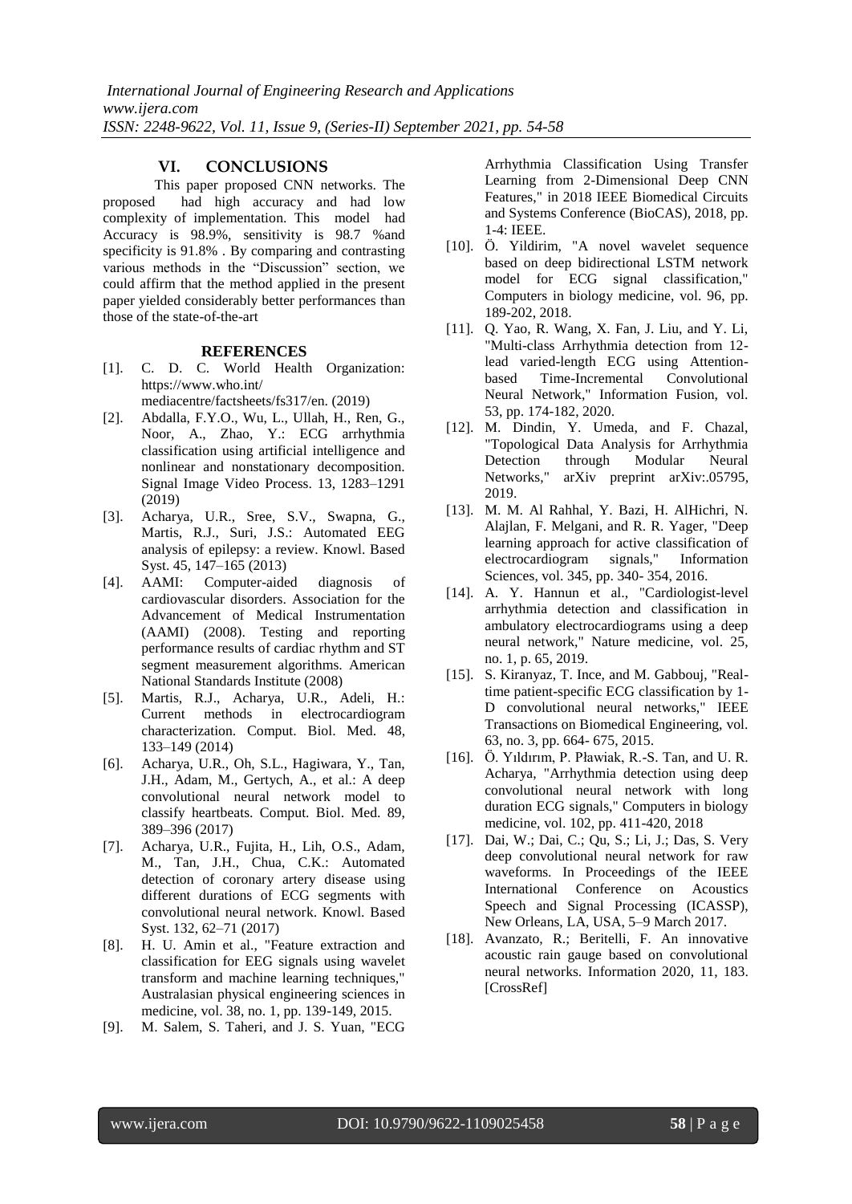## VI. CONCLUSIONS

This paper proposed CNN networks. The proposed had high accuracy and had low complexity of implementation. This model had Accuracy is 98.9%, sensitivity is 98.7 %and specificity is 91.8% . By comparing and contrasting various methods in the "Discussion" section, we could affirm that the method applied in the present paper yielded considerably better performances than those of the state-of-the-art

## REFERENCES

[1]. C. D. C. World Health Organization: https://www.who.int/ mediacentre/factsheets/fs317/en. (2019)

[2]. Abdalla, F.Y.O., Wu, L., Ullah, H., Ren, G., Noor, A., Zhao, Y.: ECG arrhythmia classification using artificial intelligence and nonlinear and nonstationary decomposition. Signal Image Video Process. 13, 1283–1291 (2019)

[3]. Acharya, U.R., Sree, S.V., Swapna, G., Martis, R.J., Suri, J.S.: Automated EEG analysis of epilepsy: a review. Knowl. Based Syst. 45, 147–165 (2013)

[4]. AAMI: Computer-aided diagnosis of cardiovascular disorders. Association for the Advancement of Medical Instrumentation (AAMI) (2008). Testing and reporting performance results of cardiac rhythm and ST segment measurement algorithms. American National Standards Institute (2008)

[5]. Martis, R.J., Acharya, U.R., Adeli, H.: Current methods in electrocardiogram characterization. Comput. Biol. Med. 48, 133–149 (2014)

[6]. Acharya, U.R., Oh, S.L., Hagiwara, Y., Tan, J.H., Adam, M., Gertych, A., et al.: A deep convolutional neural network model to classify heartbeats. Comput. Biol. Med. 89, 389–396 (2017)

[7]. Acharya, U.R., Fujita, H., Lih, O.S., Adam, M., Tan, J.H., Chua, C.K.: Automated detection of coronary artery disease using different durations of ECG segments with convolutional neural network. Knowl. Based Syst. 132, 62–71 (2017)

[8]. H. U. Amin et al., "Feature extraction and classification for EEG signals using wavelet transform and machine learning techniques," Australasian physical engineering sciences in medicine, vol. 38, no. 1, pp. 139-149, 2015.

[9]. M. Salem, S. Taheri, and J. S. Yuan, "ECG Arrhythmia Classification Using Transfer Learning from 2-Dimensional Deep CNN Features," in 2018 IEEE Biomedical Circuits and Systems Conference (BioCAS), 2018, pp. 1-4: IEEE.

[10]. Ö. Yildirim, "A novel wavelet sequence based on deep bidirectional LSTM network model for ECG signal classification," Computers in biology medicine, vol. 96, pp. 189-202, 2018.

[11]. Q. Yao, R. Wang, X. Fan, J. Liu, and Y. Li, "Multi-class Arrhythmia detection from 12-lead varied-length ECG using Attention-based Time-Incremental Convolutional Neural Network," Information Fusion, vol. 53, pp. 174-182, 2020.

[12]. M. Dindin, Y. Umeda, and F. Chazal, "Topological Data Analysis for Arrhythmia Detection through Modular Neural Networks," arXiv preprint arXiv:.05795, 2019.

[13]. M. M. Al Rahhal, Y. Bazi, H. AlHichri, N. Alajlan, F. Melgani, and R. R. Yager, "Deep learning approach for active classification of electrocardiogram signals," Information Sciences, vol. 345, pp. 340- 354, 2016.

[14]. A. Y. Hannun et al., "Cardiologist-level arrhythmia detection and classification in ambulatory electrocardiograms using a deep neural network," Nature medicine, vol. 25, no. 1, p. 65, 2019.

[15]. S. Kiranyaz, T. Ince, and M. Gabbouj, "Real-time patient-specific ECG classification by 1-D convolutional neural networks," IEEE Transactions on Biomedical Engineering, vol. 63, no. 3, pp. 664- 675, 2015.

[16]. Ö. Yıldırım, P. Pławiak, R.-S. Tan, and U. R. Acharya, "Arrhythmia detection using deep convolutional neural network with long duration ECG signals," Computers in biology medicine, vol. 102, pp. 411-420, 2018

[17]. Dai, W.; Dai, C.; Qu, S.; Li, J.; Das, S. Very deep convolutional neural network for raw waveforms. In Proceedings of the IEEE International Conference on Acoustics Speech and Signal Processing (ICASSP), New Orleans, LA, USA, 5–9 March 2017.

[18]. Avanzato, R.; Beritelli, F. An innovative acoustic rain gauge based on convolutional neural networks. Information 2020, 11, 183. [CrossRef]